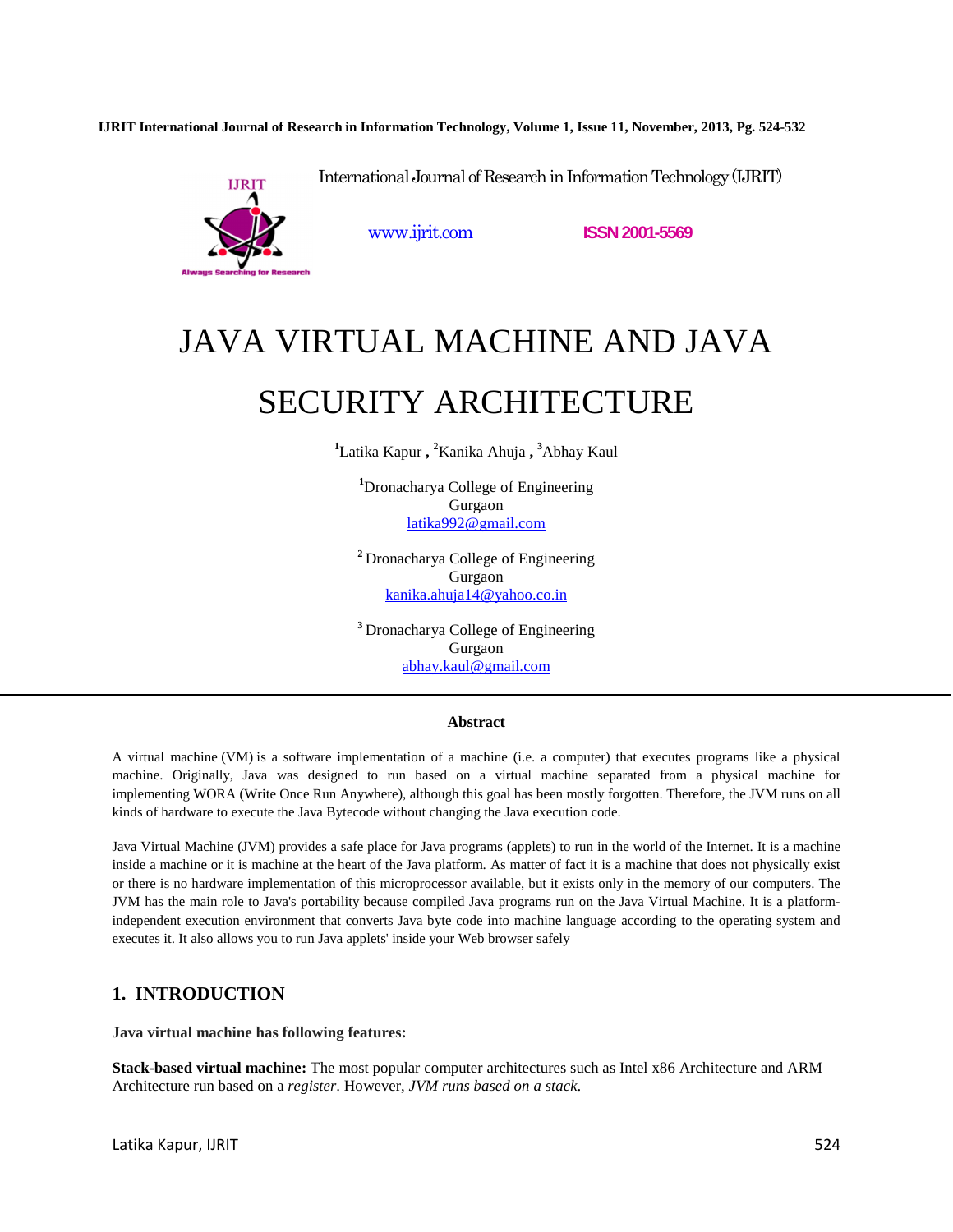International Journal of Research in Information Technology (IJRIT)

www.ijrit.com ISSN 2001-5569

# JAVA VIRTUAL MACHINE AND JAVA SECURITY ARCHITECTURE

[1]Latika Kapur , [2]Kanika Ahuja , [3]Abhay Kaul

[1]Dronacharya College of Engineering
Gurgaon
latika992@gmail.com

[2] Dronacharya College of Engineering
Gurgaon
kanika.ahuja14@yahoo.co.in

[3] Dronacharya College of Engineering
Gurgaon
abhay.kaul@gmail.com

### Abstract

A virtual machine (VM) is a software implementation of a machine (i.e. a computer) that executes programs like a physical machine. Originally, Java was designed to run based on a virtual machine separated from a physical machine for implementing WORA (Write Once Run Anywhere), although this goal has been mostly forgotten. Therefore, the JVM runs on all kinds of hardware to execute the Java Bytecode without changing the Java execution code.

Java Virtual Machine (JVM) provides a safe place for Java programs (applets) to run in the world of the Internet. It is a machine inside a machine or it is machine at the heart of the Java platform. As matter of fact it is a machine that does not physically exist or there is no hardware implementation of this microprocessor available, but it exists only in the memory of our computers. The JVM has the main role to Java's portability because compiled Java programs run on the Java Virtual Machine. It is a platform-independent execution environment that converts Java byte code into machine language according to the operating system and executes it. It also allows you to run Java applets' inside your Web browser safely

## 1. INTRODUCTION

**Java virtual machine has following features:**

**Stack-based virtual machine:** The most popular computer architectures such as Intel x86 Architecture and ARM Architecture run based on a *register*. However, *JVM runs based on a stack.*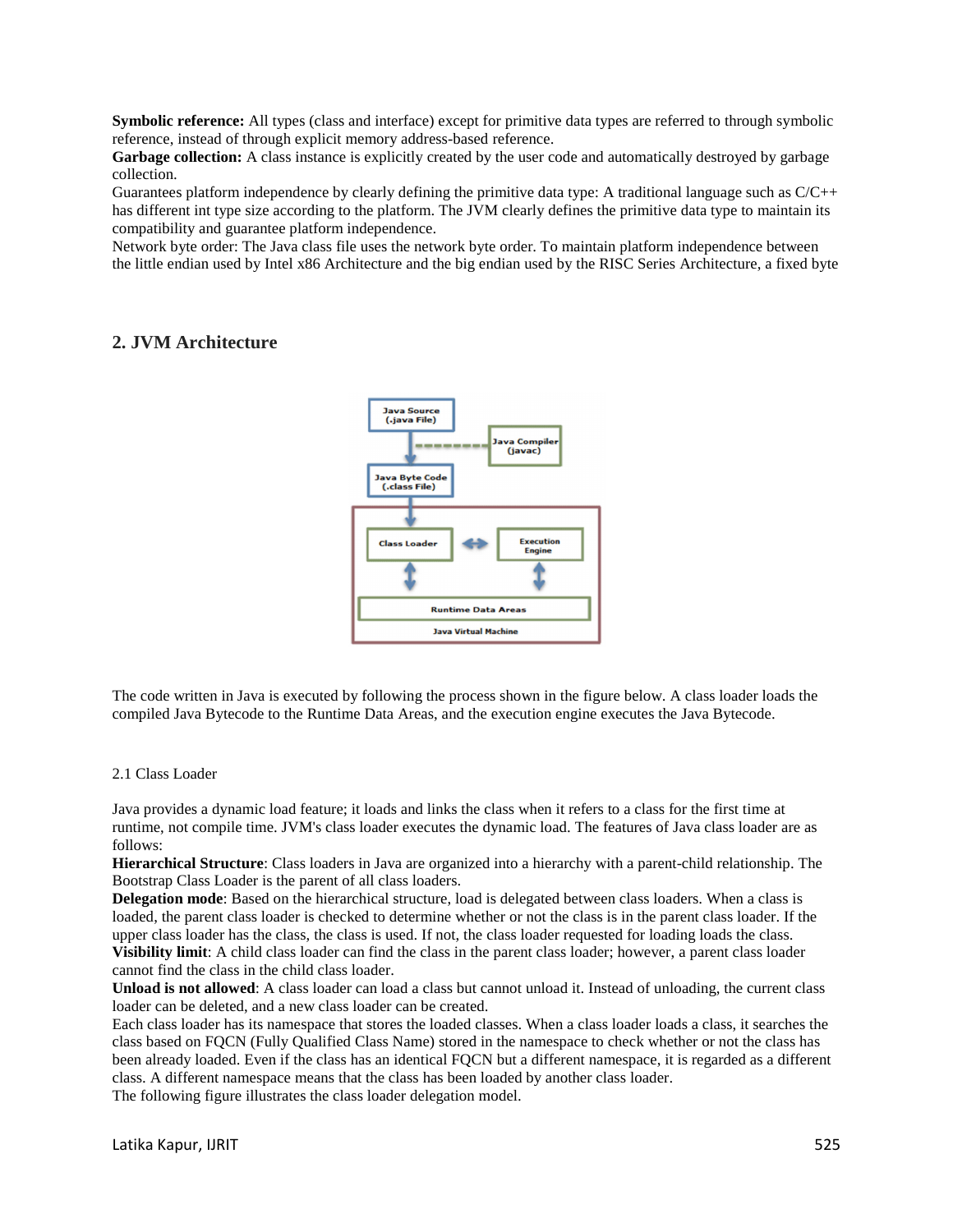**Symbolic reference:** All types (class and interface) except for primitive data types are referred to through symbolic reference, instead of through explicit memory address-based reference.
**Garbage collection:** A class instance is explicitly created by the user code and automatically destroyed by garbage collection.
Guarantees platform independence by clearly defining the primitive data type: A traditional language such as C/C++ has different int type size according to the platform. The JVM clearly defines the primitive data type to maintain its compatibility and guarantee platform independence.
Network byte order: The Java class file uses the network byte order. To maintain platform independence between the little endian used by Intel x86 Architecture and the big endian used by the RISC Series Architecture, a fixed byte

## 2. JVM Architecture

The code written in Java is executed by following the process shown in the figure below. A class loader loads the compiled Java Bytecode to the Runtime Data Areas, and the execution engine executes the Java Bytecode.

### 2.1 Class Loader

Java provides a dynamic load feature; it loads and links the class when it refers to a class for the first time at runtime, not compile time. JVM's class loader executes the dynamic load. The features of Java class loader are as follows:
**Hierarchical Structure**: Class loaders in Java are organized into a hierarchy with a parent-child relationship. The Bootstrap Class Loader is the parent of all class loaders.
**Delegation mode**: Based on the hierarchical structure, load is delegated between class loaders. When a class is loaded, the parent class loader is checked to determine whether or not the class is in the parent class loader. If the upper class loader has the class, the class is used. If not, the class loader requested for loading loads the class.
**Visibility limit**: A child class loader can find the class in the parent class loader; however, a parent class loader cannot find the class in the child class loader.
**Unload is not allowed**: A class loader can load a class but cannot unload it. Instead of unloading, the current class loader can be deleted, and a new class loader can be created.
Each class loader has its namespace that stores the loaded classes. When a class loader loads a class, it searches the class based on FQCN (Fully Qualified Class Name) stored in the namespace to check whether or not the class has been already loaded. Even if the class has an identical FQCN but a different namespace, it is regarded as a different class. A different namespace means that the class has been loaded by another class loader.
The following figure illustrates the class loader delegation model.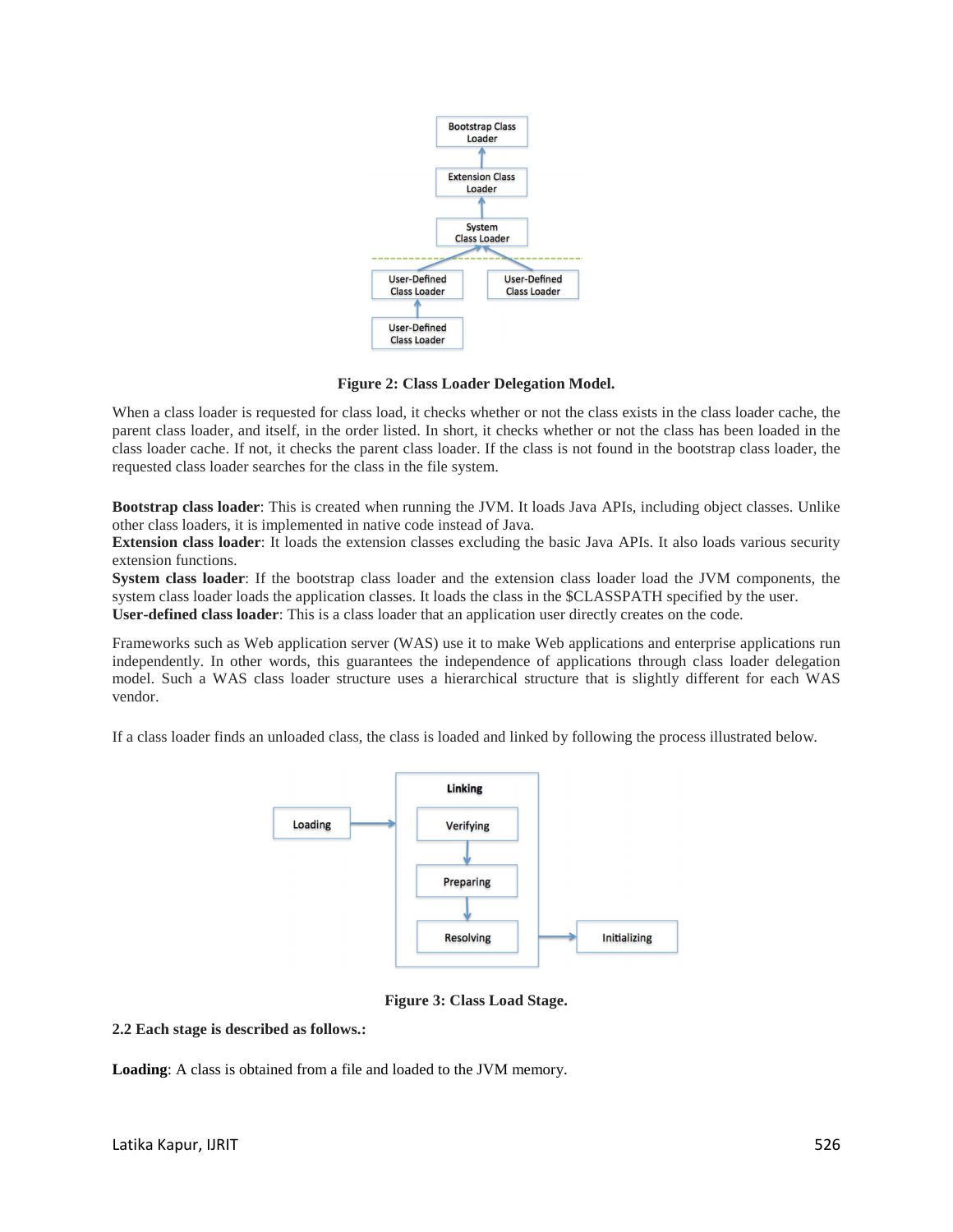**Figure 2: Class Loader Delegation Model.**

When a class loader is requested for class load, it checks whether or not the class exists in the class loader cache, the parent class loader, and itself, in the order listed. In short, it checks whether or not the class has been loaded in the class loader cache. If not, it checks the parent class loader. If the class is not found in the bootstrap class loader, the requested class loader searches for the class in the file system.

**Bootstrap class loader**: This is created when running the JVM. It loads Java APIs, including object classes. Unlike other class loaders, it is implemented in native code instead of Java.
**Extension class loader**: It loads the extension classes excluding the basic Java APIs. It also loads various security extension functions.
**System class loader**: If the bootstrap class loader and the extension class loader load the JVM components, the system class loader loads the application classes. It loads the class in the $CLASSPATH specified by the user.
**User-defined class loader**: This is a class loader that an application user directly creates on the code.

Frameworks such as Web application server (WAS) use it to make Web applications and enterprise applications run independently. In other words, this guarantees the independence of applications through class loader delegation model. Such a WAS class loader structure uses a hierarchical structure that is slightly different for each WAS vendor.

If a class loader finds an unloaded class, the class is loaded and linked by following the process illustrated below.

**Figure 3: Class Load Stage.**

**2.2 Each stage is described as follows.:**

**Loading**: A class is obtained from a file and loaded to the JVM memory.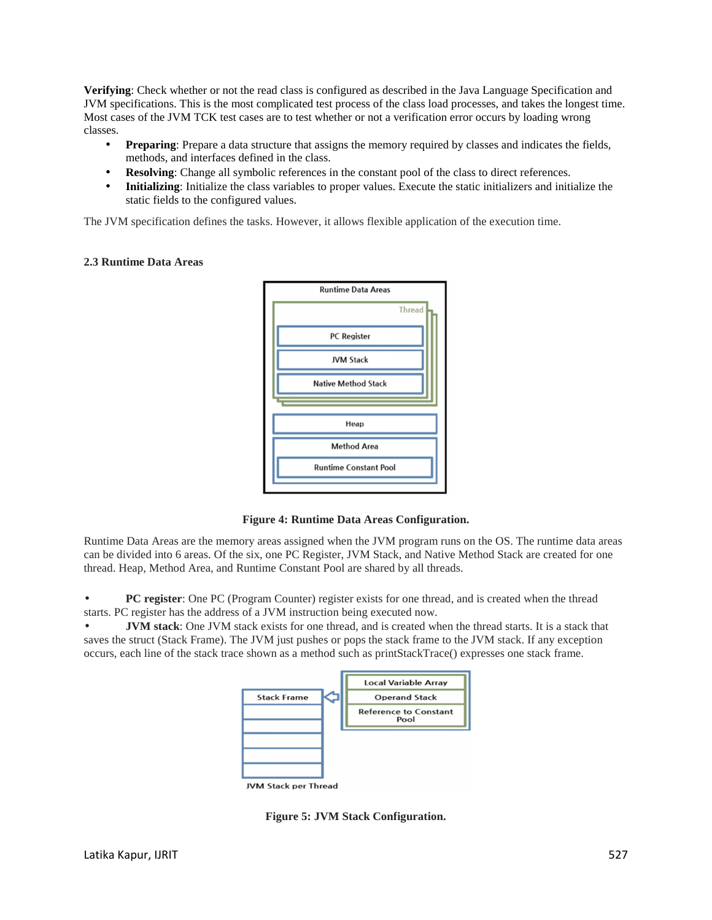**Verifying**: Check whether or not the read class is configured as described in the Java Language Specification and JVM specifications. This is the most complicated test process of the class load processes, and takes the longest time. Most cases of the JVM TCK test cases are to test whether or not a verification error occurs by loading wrong classes.

- **Preparing**: Prepare a data structure that assigns the memory required by classes and indicates the fields, methods, and interfaces defined in the class.
- **Resolving**: Change all symbolic references in the constant pool of the class to direct references.
- **Initializing**: Initialize the class variables to proper values. Execute the static initializers and initialize the static fields to the configured values.

The JVM specification defines the tasks. However, it allows flexible application of the execution time.

### 2.3 Runtime Data Areas

**Figure 4: Runtime Data Areas Configuration.**

Runtime Data Areas are the memory areas assigned when the JVM program runs on the OS. The runtime data areas can be divided into 6 areas. Of the six, one PC Register, JVM Stack, and Native Method Stack are created for one thread. Heap, Method Area, and Runtime Constant Pool are shared by all threads.

- **PC register**: One PC (Program Counter) register exists for one thread, and is created when the thread starts. PC register has the address of a JVM instruction being executed now.
- **JVM stack**: One JVM stack exists for one thread, and is created when the thread starts. It is a stack that saves the struct (Stack Frame). The JVM just pushes or pops the stack frame to the JVM stack. If any exception occurs, each line of the stack trace shown as a method such as printStackTrace() expresses one stack frame.

**Figure 5: JVM Stack Configuration.**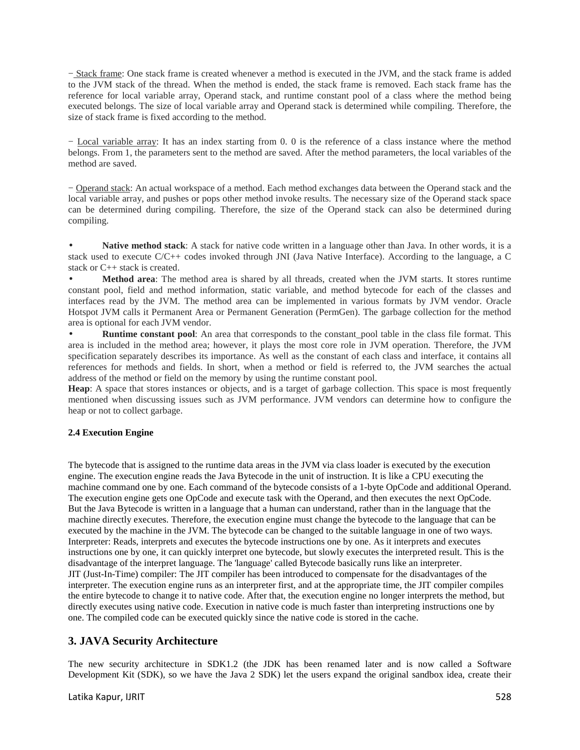− Stack frame: One stack frame is created whenever a method is executed in the JVM, and the stack frame is added to the JVM stack of the thread. When the method is ended, the stack frame is removed. Each stack frame has the reference for local variable array, Operand stack, and runtime constant pool of a class where the method being executed belongs. The size of local variable array and Operand stack is determined while compiling. Therefore, the size of stack frame is fixed according to the method.

− Local variable array: It has an index starting from 0. 0 is the reference of a class instance where the method belongs. From 1, the parameters sent to the method are saved. After the method parameters, the local variables of the method are saved.

− Operand stack: An actual workspace of a method. Each method exchanges data between the Operand stack and the local variable array, and pushes or pops other method invoke results. The necessary size of the Operand stack space can be determined during compiling. Therefore, the size of the Operand stack can also be determined during compiling.

- **Native method stack**: A stack for native code written in a language other than Java. In other words, it is a stack used to execute C/C++ codes invoked through JNI (Java Native Interface). According to the language, a C stack or C++ stack is created.
- **Method area**: The method area is shared by all threads, created when the JVM starts. It stores runtime constant pool, field and method information, static variable, and method bytecode for each of the classes and interfaces read by the JVM. The method area can be implemented in various formats by JVM vendor. Oracle Hotspot JVM calls it Permanent Area or Permanent Generation (PermGen). The garbage collection for the method area is optional for each JVM vendor.
- **Runtime constant pool**: An area that corresponds to the constant_pool table in the class file format. This area is included in the method area; however, it plays the most core role in JVM operation. Therefore, the JVM specification separately describes its importance. As well as the constant of each class and interface, it contains all references for methods and fields. In short, when a method or field is referred to, the JVM searches the actual address of the method or field on the memory by using the runtime constant pool.

**Heap**: A space that stores instances or objects, and is a target of garbage collection. This space is most frequently mentioned when discussing issues such as JVM performance. JVM vendors can determine how to configure the heap or not to collect garbage.

### 2.4 Execution Engine

The bytecode that is assigned to the runtime data areas in the JVM via class loader is executed by the execution engine. The execution engine reads the Java Bytecode in the unit of instruction. It is like a CPU executing the machine command one by one. Each command of the bytecode consists of a 1-byte OpCode and additional Operand. The execution engine gets one OpCode and execute task with the Operand, and then executes the next OpCode. But the Java Bytecode is written in a language that a human can understand, rather than in the language that the machine directly executes. Therefore, the execution engine must change the bytecode to the language that can be executed by the machine in the JVM. The bytecode can be changed to the suitable language in one of two ways.
Interpreter: Reads, interprets and executes the bytecode instructions one by one. As it interprets and executes instructions one by one, it can quickly interpret one bytecode, but slowly executes the interpreted result. This is the disadvantage of the interpret language. The 'language' called Bytecode basically runs like an interpreter.
JIT (Just-In-Time) compiler: The JIT compiler has been introduced to compensate for the disadvantages of the interpreter. The execution engine runs as an interpreter first, and at the appropriate time, the JIT compiler compiles the entire bytecode to change it to native code. After that, the execution engine no longer interprets the method, but directly executes using native code. Execution in native code is much faster than interpreting instructions one by one. The compiled code can be executed quickly since the native code is stored in the cache.

## 3. JAVA Security Architecture

The new security architecture in SDK1.2 (the JDK has been renamed later and is now called a Software Development Kit (SDK), so we have the Java 2 SDK) let the users expand the original sandbox idea, create their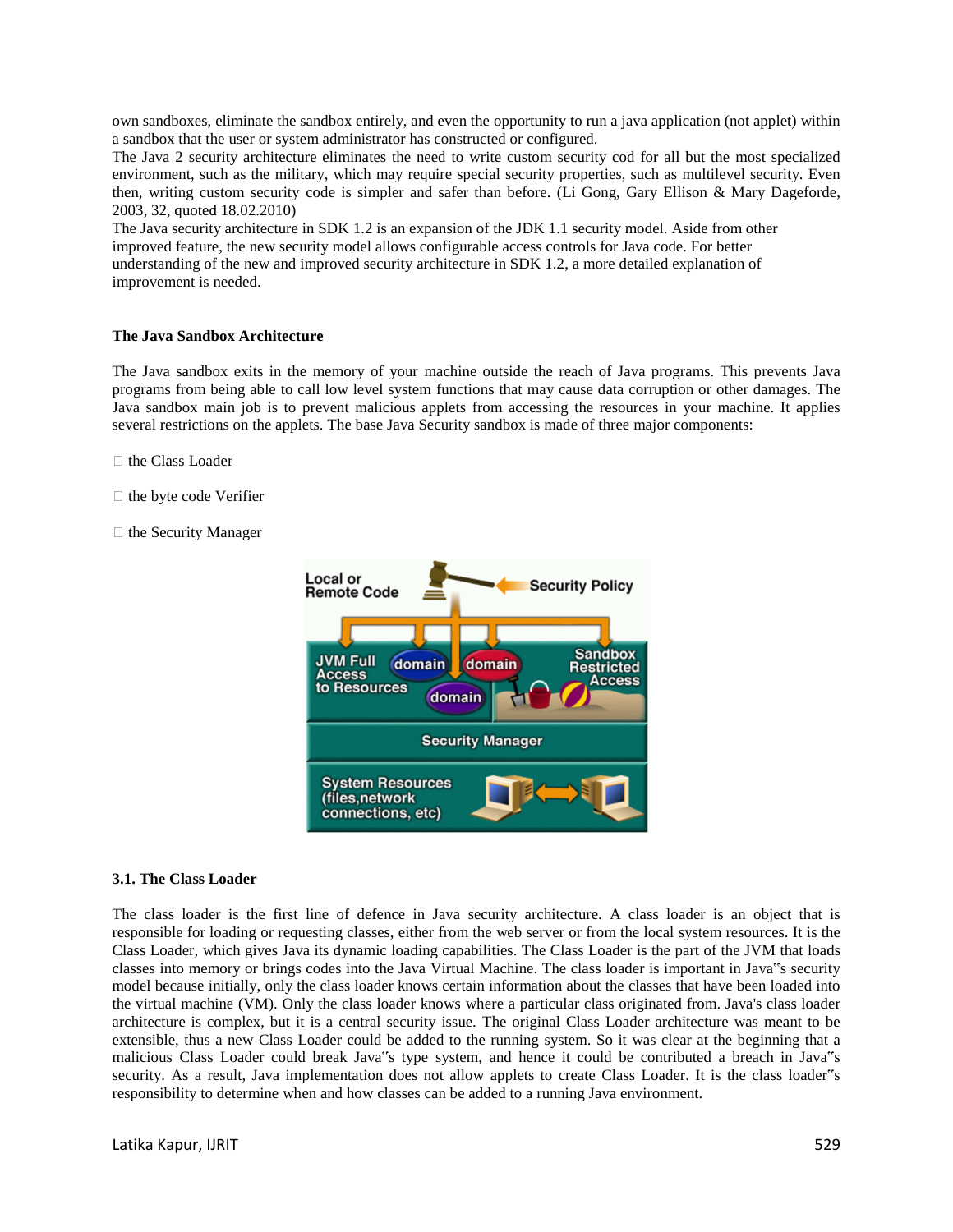own sandboxes, eliminate the sandbox entirely, and even the opportunity to run a java application (not applet) within a sandbox that the user or system administrator has constructed or configured.

The Java 2 security architecture eliminates the need to write custom security cod for all but the most specialized environment, such as the military, which may require special security properties, such as multilevel security. Even then, writing custom security code is simpler and safer than before. (Li Gong, Gary Ellison & Mary Dageforde, 2003, 32, quoted 18.02.2010)

The Java security architecture in SDK 1.2 is an expansion of the JDK 1.1 security model. Aside from other improved feature, the new security model allows configurable access controls for Java code. For better understanding of the new and improved security architecture in SDK 1.2, a more detailed explanation of improvement is needed.

### The Java Sandbox Architecture

The Java sandbox exits in the memory of your machine outside the reach of Java programs. This prevents Java programs from being able to call low level system functions that may cause data corruption or other damages. The Java sandbox main job is to prevent malicious applets from accessing the resources in your machine. It applies several restrictions on the applets. The base Java Security sandbox is made of three major components:

- the Class Loader
- the byte code Verifier
- the Security Manager

### 3.1. The Class Loader

The class loader is the first line of defence in Java security architecture. A class loader is an object that is responsible for loading or requesting classes, either from the web server or from the local system resources. It is the Class Loader, which gives Java its dynamic loading capabilities. The Class Loader is the part of the JVM that loads classes into memory or brings codes into the Java Virtual Machine. The class loader is important in Java"s security model because initially, only the class loader knows certain information about the classes that have been loaded into the virtual machine (VM). Only the class loader knows where a particular class originated from. Java's class loader architecture is complex, but it is a central security issue. The original Class Loader architecture was meant to be extensible, thus a new Class Loader could be added to the running system. So it was clear at the beginning that a malicious Class Loader could break Java"s type system, and hence it could be contributed a breach in Java"s security. As a result, Java implementation does not allow applets to create Class Loader. It is the class loader"s responsibility to determine when and how classes can be added to a running Java environment.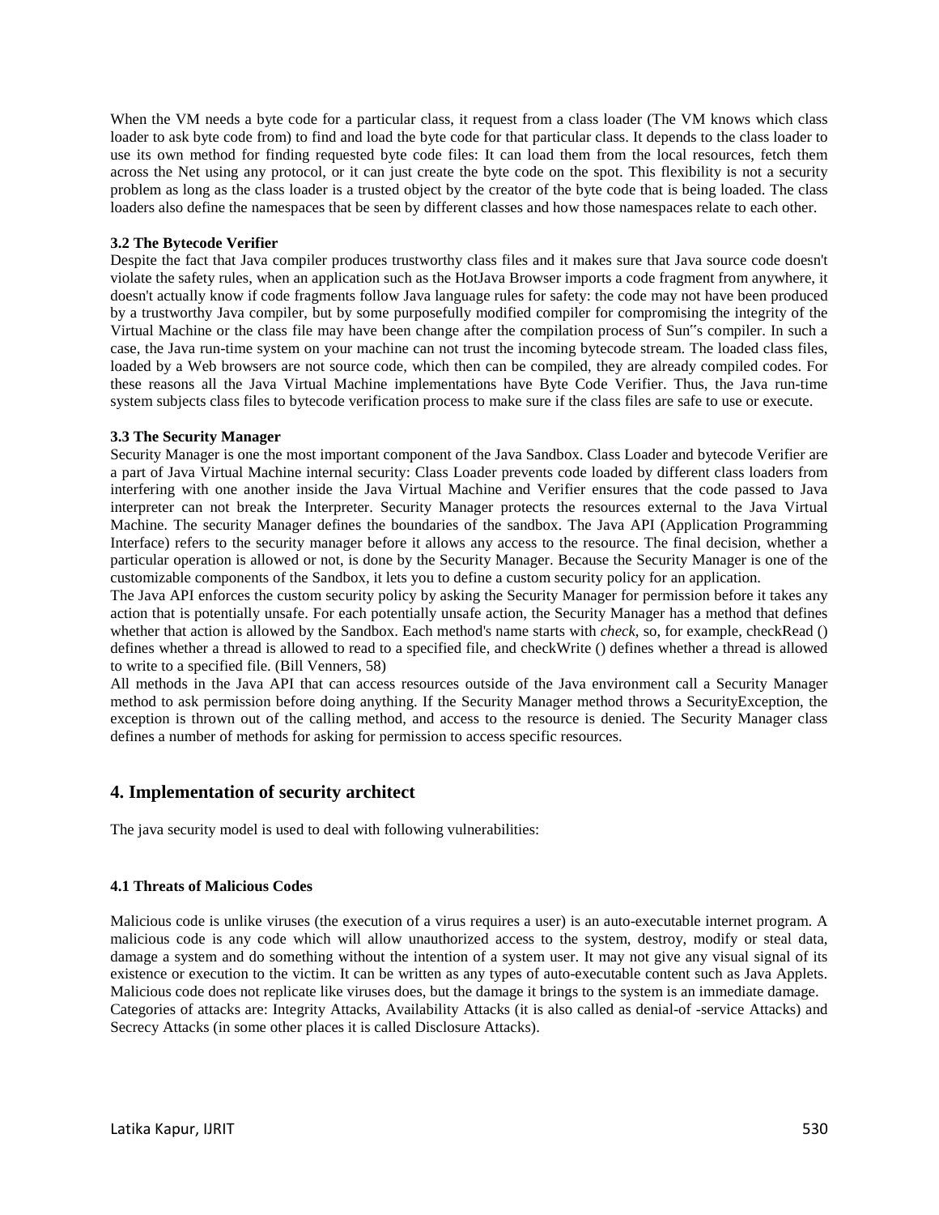When the VM needs a byte code for a particular class, it request from a class loader (The VM knows which class loader to ask byte code from) to find and load the byte code for that particular class. It depends to the class loader to use its own method for finding requested byte code files: It can load them from the local resources, fetch them across the Net using any protocol, or it can just create the byte code on the spot. This flexibility is not a security problem as long as the class loader is a trusted object by the creator of the byte code that is being loaded. The class loaders also define the namespaces that be seen by different classes and how those namespaces relate to each other.

### 3.2 The Bytecode Verifier

Despite the fact that Java compiler produces trustworthy class files and it makes sure that Java source code doesn't violate the safety rules, when an application such as the HotJava Browser imports a code fragment from anywhere, it doesn't actually know if code fragments follow Java language rules for safety: the code may not have been produced by a trustworthy Java compiler, but by some purposefully modified compiler for compromising the integrity of the Virtual Machine or the class file may have been change after the compilation process of Sun"s compiler. In such a case, the Java run-time system on your machine can not trust the incoming bytecode stream. The loaded class files, loaded by a Web browsers are not source code, which then can be compiled, they are already compiled codes. For these reasons all the Java Virtual Machine implementations have Byte Code Verifier. Thus, the Java run-time system subjects class files to bytecode verification process to make sure if the class files are safe to use or execute.

### 3.3 The Security Manager

Security Manager is one the most important component of the Java Sandbox. Class Loader and bytecode Verifier are a part of Java Virtual Machine internal security: Class Loader prevents code loaded by different class loaders from interfering with one another inside the Java Virtual Machine and Verifier ensures that the code passed to Java interpreter can not break the Interpreter. Security Manager protects the resources external to the Java Virtual Machine. The security Manager defines the boundaries of the sandbox. The Java API (Application Programming Interface) refers to the security manager before it allows any access to the resource. The final decision, whether a particular operation is allowed or not, is done by the Security Manager. Because the Security Manager is one of the customizable components of the Sandbox, it lets you to define a custom security policy for an application.

The Java API enforces the custom security policy by asking the Security Manager for permission before it takes any action that is potentially unsafe. For each potentially unsafe action, the Security Manager has a method that defines whether that action is allowed by the Sandbox. Each method's name starts with *check*, so, for example, checkRead () defines whether a thread is allowed to read to a specified file, and checkWrite () defines whether a thread is allowed to write to a specified file. (Bill Venners, 58)

All methods in the Java API that can access resources outside of the Java environment call a Security Manager method to ask permission before doing anything. If the Security Manager method throws a SecurityException, the exception is thrown out of the calling method, and access to the resource is denied. The Security Manager class defines a number of methods for asking for permission to access specific resources.

## 4. Implementation of security architect

The java security model is used to deal with following vulnerabilities:

### 4.1 Threats of Malicious Codes

Malicious code is unlike viruses (the execution of a virus requires a user) is an auto-executable internet program. A malicious code is any code which will allow unauthorized access to the system, destroy, modify or steal data, damage a system and do something without the intention of a system user. It may not give any visual signal of its existence or execution to the victim. It can be written as any types of auto-executable content such as Java Applets. Malicious code does not replicate like viruses does, but the damage it brings to the system is an immediate damage.

Categories of attacks are: Integrity Attacks, Availability Attacks (it is also called as denial-of -service Attacks) and Secrecy Attacks (in some other places it is called Disclosure Attacks).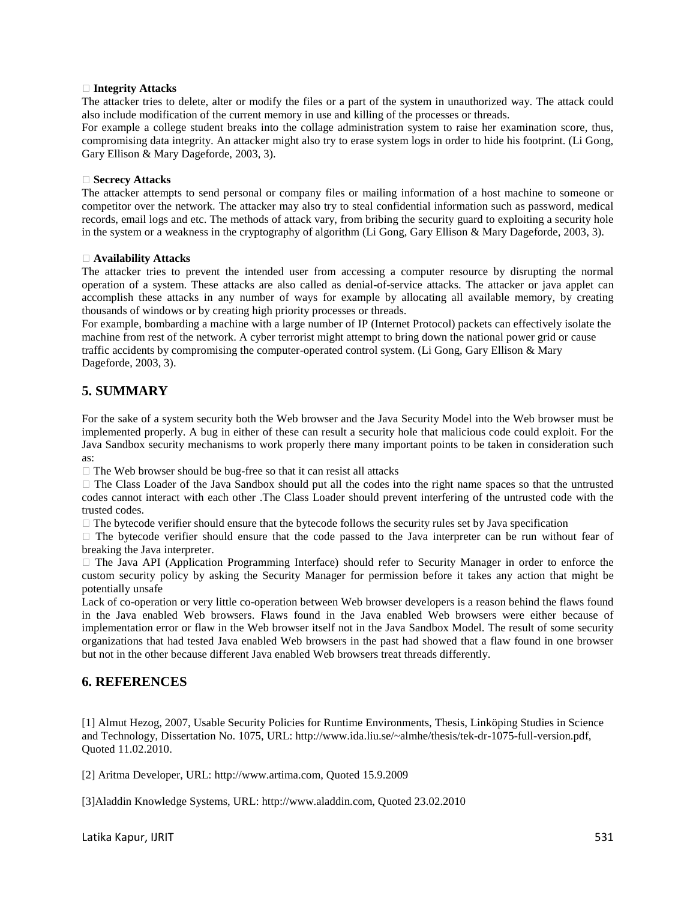- **Integrity Attacks**

The attacker tries to delete, alter or modify the files or a part of the system in unauthorized way. The attack could also include modification of the current memory in use and killing of the processes or threads.

For example a college student breaks into the collage administration system to raise her examination score, thus, compromising data integrity. An attacker might also try to erase system logs in order to hide his footprint. (Li Gong, Gary Ellison & Mary Dageforde, 2003, 3).

- **Secrecy Attacks**

The attacker attempts to send personal or company files or mailing information of a host machine to someone or competitor over the network. The attacker may also try to steal confidential information such as password, medical records, email logs and etc. The methods of attack vary, from bribing the security guard to exploiting a security hole in the system or a weakness in the cryptography of algorithm (Li Gong, Gary Ellison & Mary Dageforde, 2003, 3).

- **Availability Attacks**

The attacker tries to prevent the intended user from accessing a computer resource by disrupting the normal operation of a system. These attacks are also called as denial-of-service attacks. The attacker or java applet can accomplish these attacks in any number of ways for example by allocating all available memory, by creating thousands of windows or by creating high priority processes or threads.

For example, bombarding a machine with a large number of IP (Internet Protocol) packets can effectively isolate the machine from rest of the network. A cyber terrorist might attempt to bring down the national power grid or cause traffic accidents by compromising the computer-operated control system. (Li Gong, Gary Ellison & Mary Dageforde, 2003, 3).

## 5. SUMMARY

For the sake of a system security both the Web browser and the Java Security Model into the Web browser must be implemented properly. A bug in either of these can result a security hole that malicious code could exploit. For the Java Sandbox security mechanisms to work properly there many important points to be taken in consideration such as:

- The Web browser should be bug-free so that it can resist all attacks
- The Class Loader of the Java Sandbox should put all the codes into the right name spaces so that the untrusted codes cannot interact with each other .The Class Loader should prevent interfering of the untrusted code with the trusted codes.
- The bytecode verifier should ensure that the bytecode follows the security rules set by Java specification
- The bytecode verifier should ensure that the code passed to the Java interpreter can be run without fear of breaking the Java interpreter.
- The Java API (Application Programming Interface) should refer to Security Manager in order to enforce the custom security policy by asking the Security Manager for permission before it takes any action that might be potentially unsafe

Lack of co-operation or very little co-operation between Web browser developers is a reason behind the flaws found in the Java enabled Web browsers. Flaws found in the Java enabled Web browsers were either because of implementation error or flaw in the Web browser itself not in the Java Sandbox Model. The result of some security organizations that had tested Java enabled Web browsers in the past had showed that a flaw found in one browser but not in the other because different Java enabled Web browsers treat threads differently.

## 6. REFERENCES

[1] Almut Hezog, 2007, Usable Security Policies for Runtime Environments, Thesis, Linköping Studies in Science and Technology, Dissertation No. 1075, URL: http://www.ida.liu.se/~almhe/thesis/tek-dr-1075-full-version.pdf, Quoted 11.02.2010.

[2] Aritma Developer, URL: http://www.artima.com, Quoted 15.9.2009

[3]Aladdin Knowledge Systems, URL: http://www.aladdin.com, Quoted 23.02.2010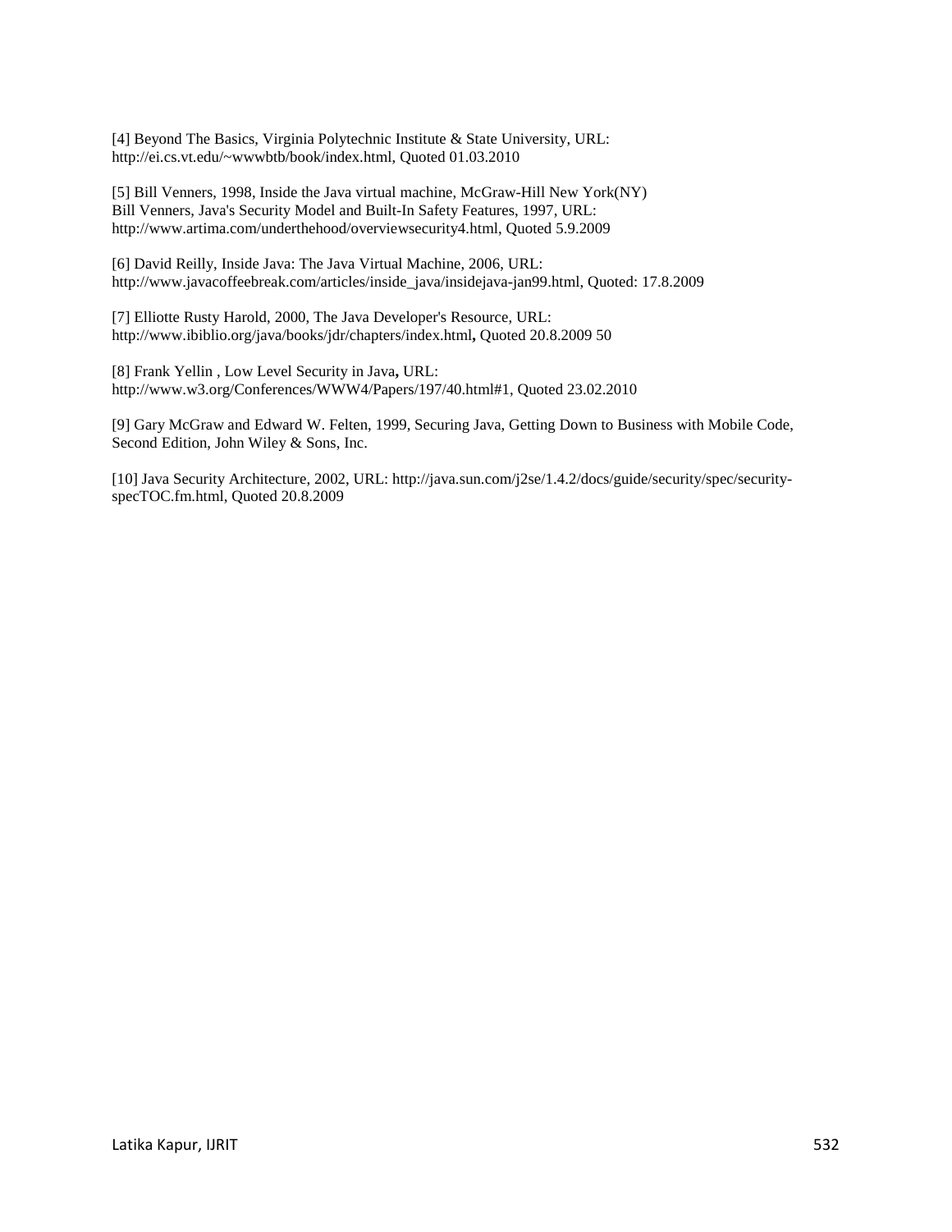[4] Beyond The Basics, Virginia Polytechnic Institute & State University, URL: http://ei.cs.vt.edu/~wwwbtb/book/index.html, Quoted 01.03.2010

[5] Bill Venners, 1998, Inside the Java virtual machine, McGraw-Hill New York(NY)
Bill Venners, Java's Security Model and Built-In Safety Features, 1997, URL: http://www.artima.com/underthehood/overviewsecurity4.html, Quoted 5.9.2009

[6] David Reilly, Inside Java: The Java Virtual Machine, 2006, URL: http://www.javacoffeebreak.com/articles/inside_java/insidejava-jan99.html, Quoted: 17.8.2009

[7] Elliotte Rusty Harold, 2000, The Java Developer's Resource, URL: http://www.ibiblio.org/java/books/jdr/chapters/index.html**,** Quoted 20.8.2009 50

[8] Frank Yellin , Low Level Security in Java**,** URL: http://www.w3.org/Conferences/WWW4/Papers/197/40.html#1, Quoted 23.02.2010

[9] Gary McGraw and Edward W. Felten, 1999, Securing Java, Getting Down to Business with Mobile Code, Second Edition, John Wiley & Sons, Inc.

[10] Java Security Architecture, 2002, URL: http://java.sun.com/j2se/1.4.2/docs/guide/security/spec/security-specTOC.fm.html, Quoted 20.8.2009